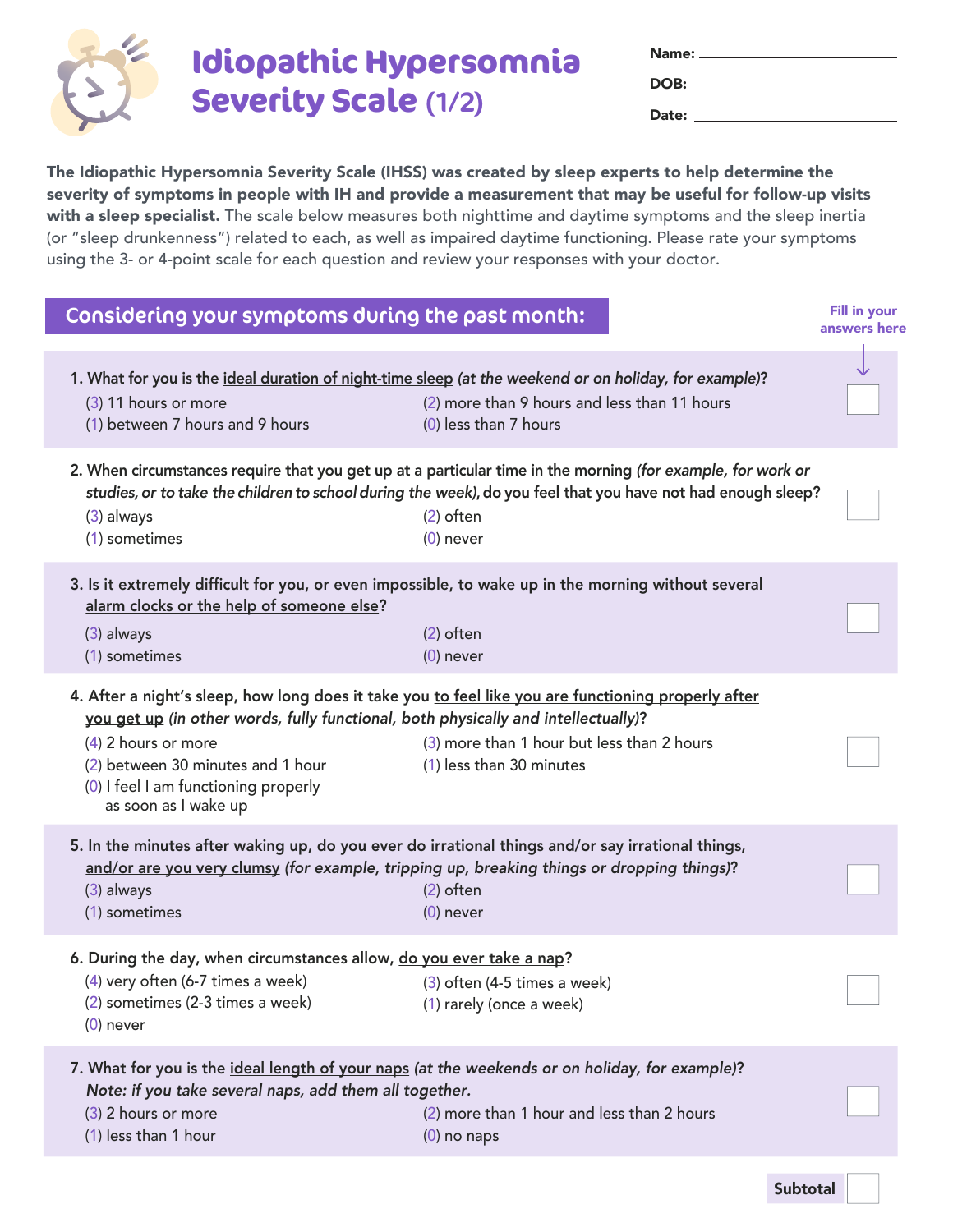# Idiopathic Hypersomnia Severity Scale (1/2)

**Name:** \_\_\_\_\_\_\_\_\_\_\_\_\_\_\_\_\_\_\_\_

**DOB:** \_\_\_\_\_\_\_\_\_\_\_\_\_\_\_\_\_\_\_\_

**Date:** \_\_\_\_\_\_\_\_\_\_\_\_\_\_\_\_\_\_\_\_

**The Idiopathic Hypersomnia Severity Scale (IHSS) was created by sleep experts to help determine the severity of symptoms in people with IH and provide a measurement that may be useful for follow-up visits with a sleep specialist.** The scale below measures both nighttime and daytime symptoms and the sleep inertia (or "sleep drunkenness") related to each, as well as impaired daytime functioning. Please rate your symptoms using the 3- or 4-point scale for each question and review your responses with your doctor.

## Considering your symptoms during the past month:

*Fill in your answers here*

**1. What for you is the ideal duration of night-time sleep** *(at the weekend or on holiday, for example)*?
- (3) 11 hours or more
- (2) more than 9 hours and less than 11 hours
- (1) between 7 hours and 9 hours
- (0) less than 7 hours

Answer: ☐

**2. When circumstances require that you get up at a particular time in the morning** *(for example, for work or studies, or to take the children to school during the week)*, **do you feel that you have not had enough sleep?**
- (3) always
- (2) often
- (1) sometimes
- (0) never

Answer: ☐

**3. Is it extremely difficult for you, or even impossible, to wake up in the morning without several alarm clocks or the help of someone else?**
- (3) always
- (2) often
- (1) sometimes
- (0) never

Answer: ☐

**4. After a night's sleep, how long does it take you to feel like you are functioning properly after you get up** *(in other words, fully functional, both physically and intellectually)*?
- (4) 2 hours or more
- (3) more than 1 hour but less than 2 hours
- (2) between 30 minutes and 1 hour
- (1) less than 30 minutes
- (0) I feel I am functioning properly as soon as I wake up

Answer: ☐

**5. In the minutes after waking up, do you ever do irrational things and/or say irrational things, and/or are you very clumsy** *(for example, tripping up, breaking things or dropping things)*?
- (3) always
- (2) often
- (1) sometimes
- (0) never

Answer: ☐

**6. During the day, when circumstances allow, do you ever take a nap?**
- (4) very often (6-7 times a week)
- (3) often (4-5 times a week)
- (2) sometimes (2-3 times a week)
- (1) rarely (once a week)
- (0) never

Answer: ☐

**7. What for you is the ideal length of your naps** *(at the weekends or on holiday, for example)*?
*Note: if you take several naps, add them all together.*
- (3) 2 hours or more
- (2) more than 1 hour and less than 2 hours
- (1) less than 1 hour
- (0) no naps

Answer: ☐

**Subtotal** ☐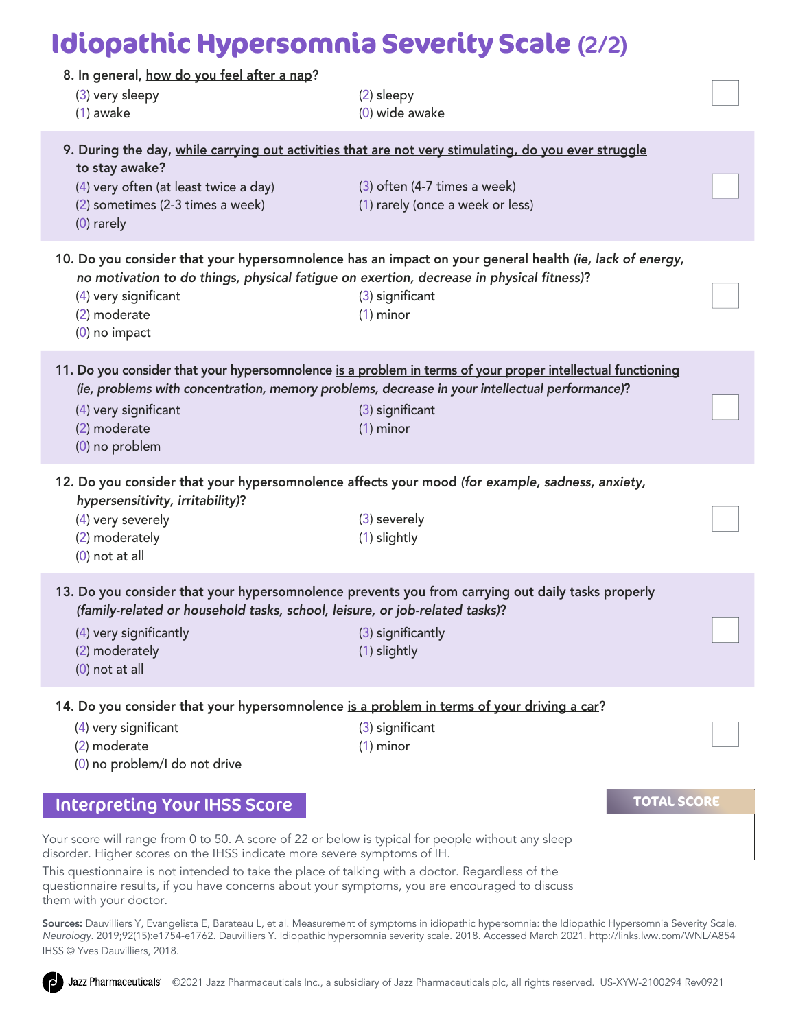# Idiopathic Hypersomnia Severity Scale (2/2)

**8. In general, how do you feel after a nap?**

- (3) very sleepy
- (2) sleepy
- (1) awake
- (0) wide awake

**9. During the day, while carrying out activities that are not very stimulating, do you ever struggle to stay awake?**

- (4) very often (at least twice a day)
- (3) often (4-7 times a week)
- (2) sometimes (2-3 times a week)
- (1) rarely (once a week or less)
- (0) rarely

**10. Do you consider that your hypersomnolence has an impact on your general health *(ie, lack of energy, no motivation to do things, physical fatigue on exertion, decrease in physical fitness)*?**

- (4) very significant
- (3) significant
- (2) moderate
- (1) minor
- (0) no impact

**11. Do you consider that your hypersomnolence is a problem in terms of your proper intellectual functioning *(ie, problems with concentration, memory problems, decrease in your intellectual performance)*?**

- (4) very significant
- (3) significant
- (2) moderate
- (1) minor
- (0) no problem

**12. Do you consider that your hypersomnolence affects your mood *(for example, sadness, anxiety, hypersensitivity, irritability)*?**

- (4) very severely
- (3) severely
- (2) moderately
- (1) slightly
- (0) not at all

**13. Do you consider that your hypersomnolence prevents you from carrying out daily tasks properly *(family-related or household tasks, school, leisure, or job-related tasks)*?**

- (4) very significantly
- (3) significantly
- (2) moderately
- (1) slightly
- (0) not at all

**14. Do you consider that your hypersomnolence is a problem in terms of your driving a car?**

- (4) very significant
- (3) significant
- (2) moderate
- (1) minor
- (0) no problem/I do not drive

**TOTAL SCORE**

## Interpreting Your IHSS Score

Your score will range from 0 to 50. A score of 22 or below is typical for people without any sleep disorder. Higher scores on the IHSS indicate more severe symptoms of IH.

This questionnaire is not intended to take the place of talking with a doctor. Regardless of the questionnaire results, if you have concerns about your symptoms, you are encouraged to discuss them with your doctor.

**Sources:** Dauvilliers Y, Evangelista E, Barateau L, et al. Measurement of symptoms in idiopathic hypersomnia: the Idiopathic Hypersomnia Severity Scale. *Neurology*. 2019;92(15):e1754-e1762. Dauvilliers Y. Idiopathic hypersomnia severity scale. 2018. Accessed March 2021. http://links.lww.com/WNL/A854
IHSS © Yves Dauvilliers, 2018.

Jazz Pharmaceuticals ©2021 Jazz Pharmaceuticals Inc., a subsidiary of Jazz Pharmaceuticals plc, all rights reserved. US-XYW-2100294 Rev0921